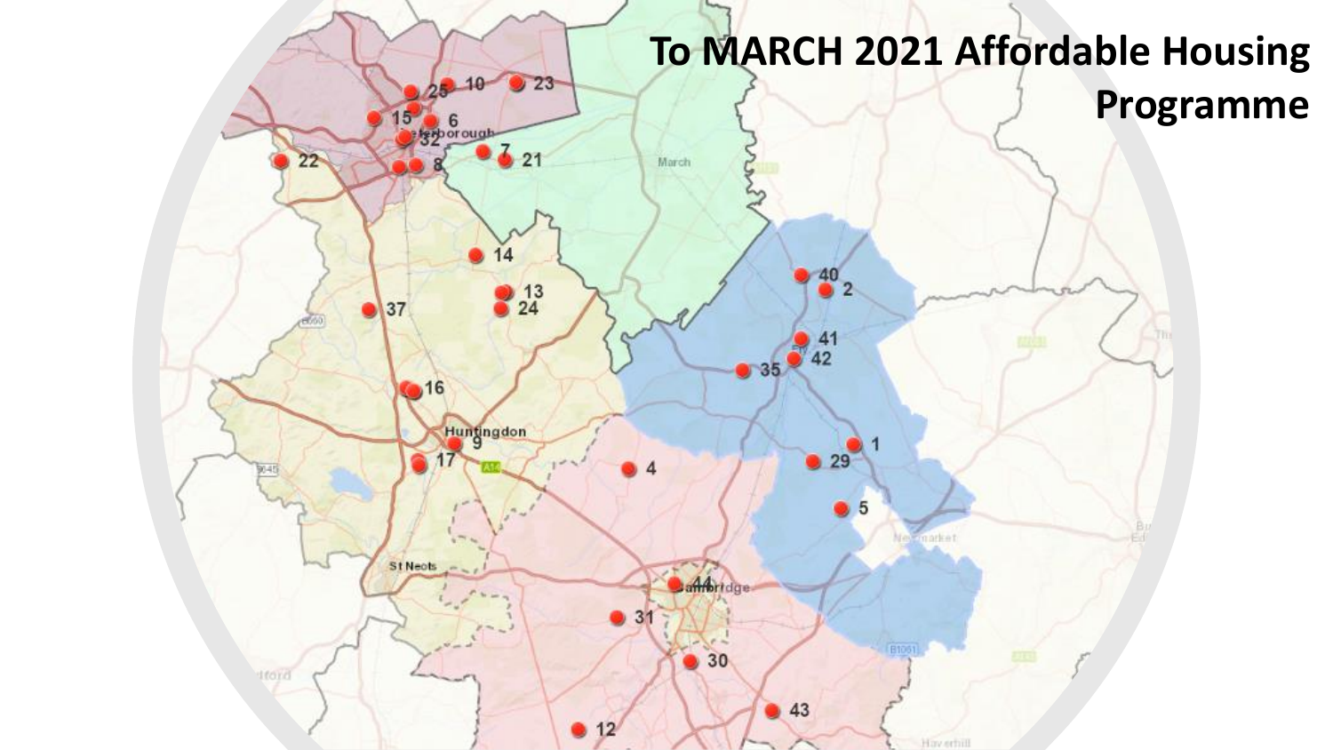# To MARCH 2021 Affordable Housing Programme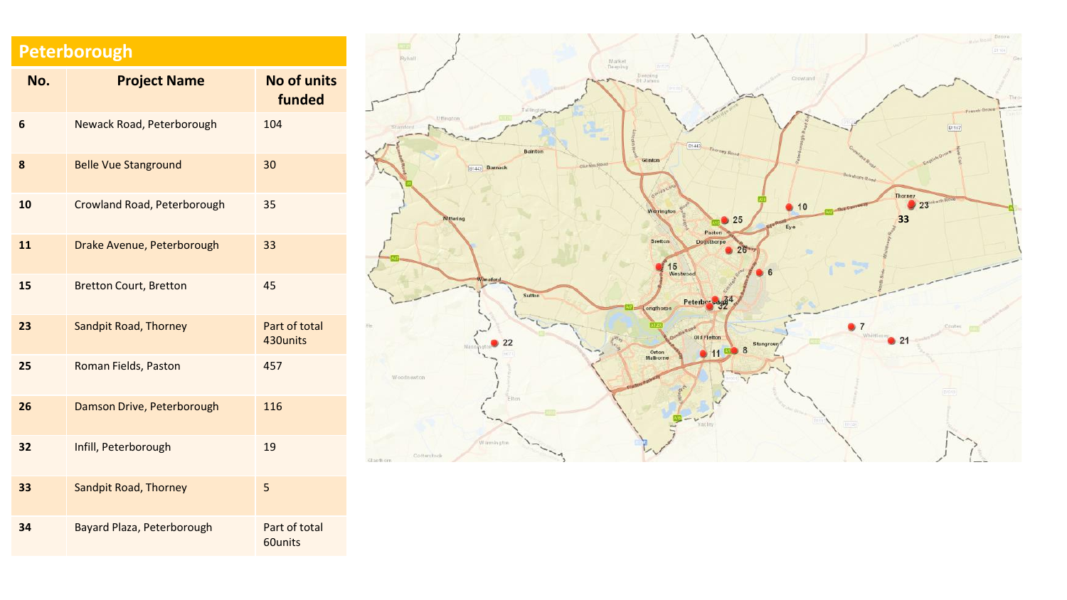## Peterborough

| No. | Project Name | No of units funded |
| --- | --- | --- |
| 6 | Newack Road, Peterborough | 104 |
| 8 | Belle Vue Stanground | 30 |
| 10 | Crowland Road, Peterborough | 35 |
| 11 | Drake Avenue, Peterborough | 33 |
| 15 | Bretton Court, Bretton | 45 |
| 23 | Sandpit Road, Thorney | Part of total 430units |
| 25 | Roman Fields, Paston | 457 |
| 26 | Damson Drive, Peterborough | 116 |
| 32 | Infill, Peterborough | 19 |
| 33 | Sandpit Road, Thorney | 5 |
| 34 | Bayard Plaza, Peterborough | Part of total 60units |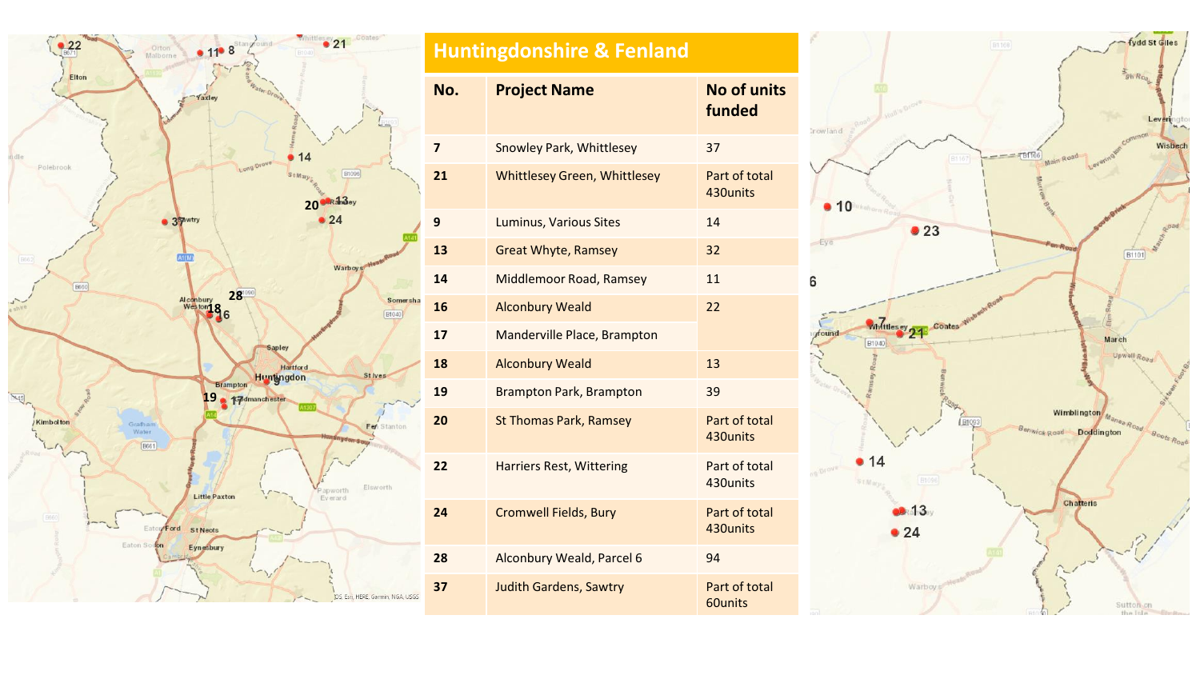## Huntingdonshire & Fenland

| No. | Project Name | No of units funded |
|---|---|---|
| 7 | Snowley Park, Whittlesey | 37 |
| 21 | Whittlesey Green, Whittlesey | Part of total 430units |
| 9 | Luminus, Various Sites | 14 |
| 13 | Great Whyte, Ramsey | 32 |
| 14 | Middlemoor Road, Ramsey | 11 |
| 16 | Alconbury Weald | 22 |
| 17 | Manderville Place, Brampton | |
| 18 | Alconbury Weald | 13 |
| 19 | Brampton Park, Brampton | 39 |
| 20 | St Thomas Park, Ramsey | Part of total 430units |
| 22 | Harriers Rest, Wittering | Part of total 430units |
| 24 | Cromwell Fields, Bury | Part of total 430units |
| 28 | Alconbury Weald, Parcel 6 | 94 |
| 37 | Judith Gardens, Sawtry | Part of total 60units |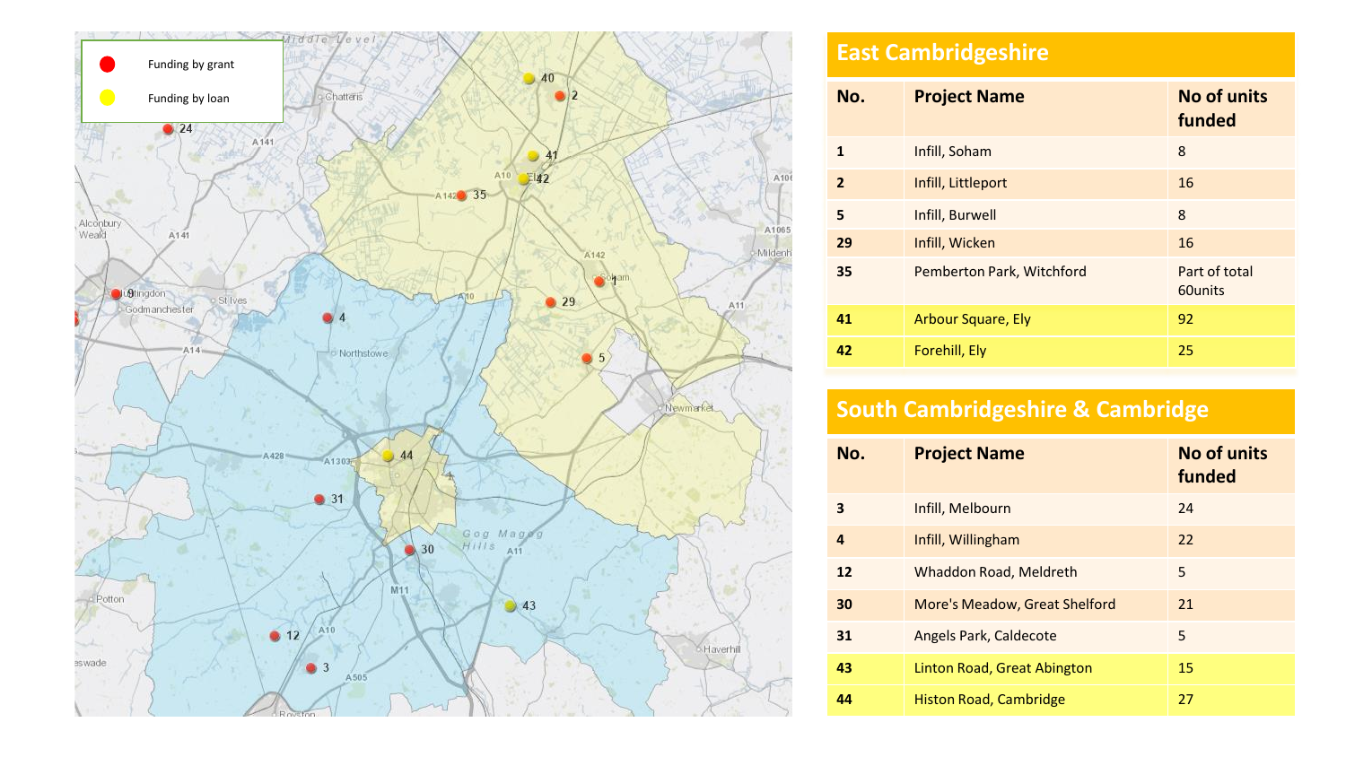Funding by grant

Funding by loan

## East Cambridgeshire

| No. | Project Name | No of units funded |
|---|---|---|
| 1 | Infill, Soham | 8 |
| 2 | Infill, Littleport | 16 |
| 5 | Infill, Burwell | 8 |
| 29 | Infill, Wicken | 16 |
| 35 | Pemberton Park, Witchford | Part of total 60units |
| 41 | Arbour Square, Ely | 92 |
| 42 | Forehill, Ely | 25 |

## South Cambridgeshire & Cambridge

| No. | Project Name | No of units funded |
|---|---|---|
| 3 | Infill, Melbourn | 24 |
| 4 | Infill, Willingham | 22 |
| 12 | Whaddon Road, Meldreth | 5 |
| 30 | More's Meadow, Great Shelford | 21 |
| 31 | Angels Park, Caldecote | 5 |
| 43 | Linton Road, Great Abington | 15 |
| 44 | Histon Road, Cambridge | 27 |